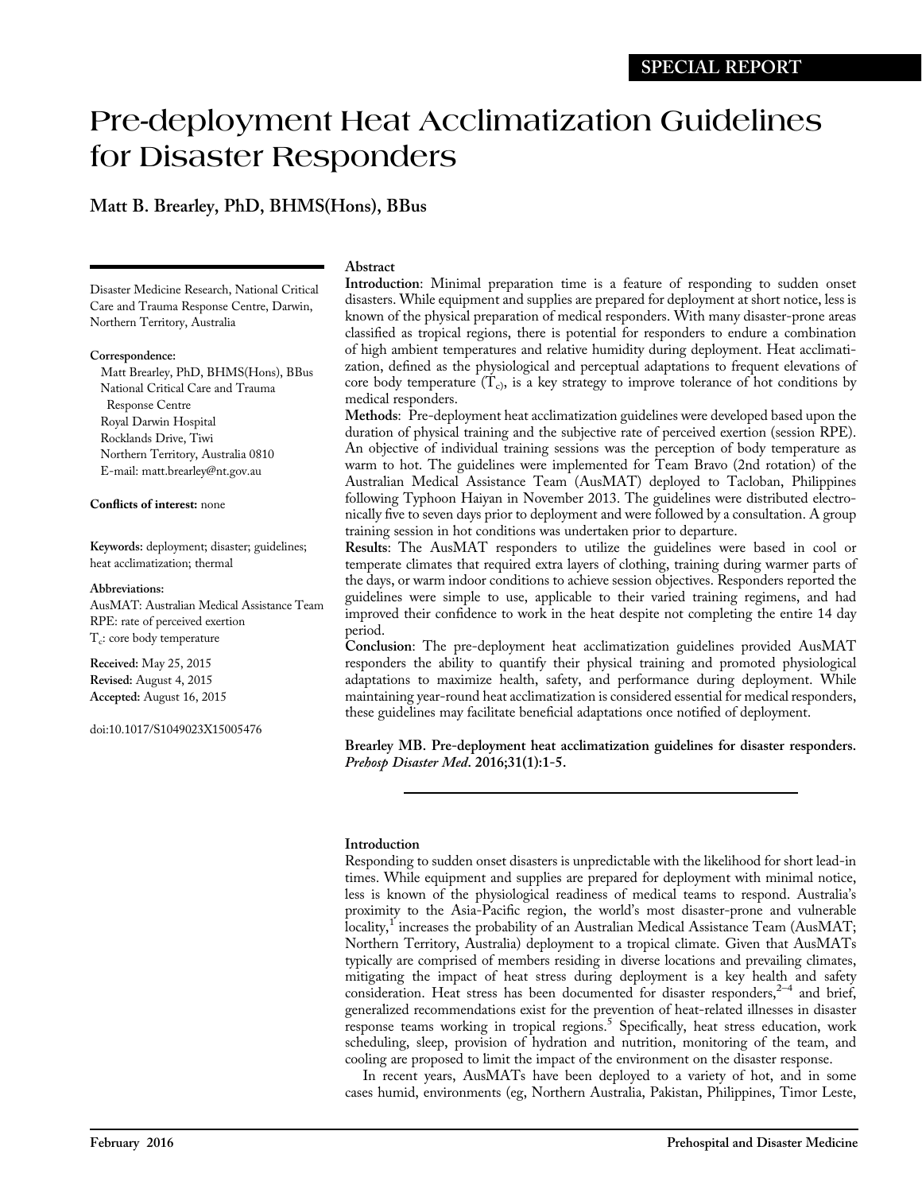SPECIAL REPORT

# Pre-deployment Heat Acclimatization Guidelines for Disaster Responders

**Matt B. Brearley, PhD, BHMS(Hons), BBus**

Disaster Medicine Research, National Critical Care and Trauma Response Centre, Darwin, Northern Territory, Australia

**Correspondence:**
Matt Brearley, PhD, BHMS(Hons), BBus
National Critical Care and Trauma Response Centre
Royal Darwin Hospital
Rocklands Drive, Tiwi
Northern Territory, Australia 0810
E-mail: matt.brearley@nt.gov.au

**Conflicts of interest:** none

**Keywords:** deployment; disaster; guidelines; heat acclimatization; thermal

**Abbreviations:**
AusMAT: Australian Medical Assistance Team
RPE: rate of perceived exertion
$T_c$: core body temperature

**Received:** May 25, 2015
**Revised:** August 4, 2015
**Accepted:** August 16, 2015

doi:10.1017/S1049023X15005476

## Abstract

**Introduction**: Minimal preparation time is a feature of responding to sudden onset disasters. While equipment and supplies are prepared for deployment at short notice, less is known of the physical preparation of medical responders. With many disaster-prone areas classified as tropical regions, there is potential for responders to endure a combination of high ambient temperatures and relative humidity during deployment. Heat acclimatization, defined as the physiological and perceptual adaptations to frequent elevations of core body temperature ($T_c$), is a key strategy to improve tolerance of hot conditions by medical responders.

**Methods**: Pre-deployment heat acclimatization guidelines were developed based upon the duration of physical training and the subjective rate of perceived exertion (session RPE). An objective of individual training sessions was the perception of body temperature as warm to hot. The guidelines were implemented for Team Bravo (2nd rotation) of the Australian Medical Assistance Team (AusMAT) deployed to Tacloban, Philippines following Typhoon Haiyan in November 2013. The guidelines were distributed electronically five to seven days prior to deployment and were followed by a consultation. A group training session in hot conditions was undertaken prior to departure.

**Results**: The AusMAT responders to utilize the guidelines were based in cool or temperate climates that required extra layers of clothing, training during warmer parts of the days, or warm indoor conditions to achieve session objectives. Responders reported the guidelines were simple to use, applicable to their varied training regimens, and had improved their confidence to work in the heat despite not completing the entire 14 day period.

**Conclusion**: The pre-deployment heat acclimatization guidelines provided AusMAT responders the ability to quantify their physical training and promoted physiological adaptations to maximize health, safety, and performance during deployment. While maintaining year-round heat acclimatization is considered essential for medical responders, these guidelines may facilitate beneficial adaptations once notified of deployment.

**Brearley MB. Pre-deployment heat acclimatization guidelines for disaster responders. *Prehosp Disaster Med*. 2016;31(1):1-5.**

## Introduction

Responding to sudden onset disasters is unpredictable with the likelihood for short lead-in times. While equipment and supplies are prepared for deployment with minimal notice, less is known of the physiological readiness of medical teams to respond. Australia's proximity to the Asia-Pacific region, the world's most disaster-prone and vulnerable locality,[1] increases the probability of an Australian Medical Assistance Team (AusMAT; Northern Territory, Australia) deployment to a tropical climate. Given that AusMATs typically are comprised of members residing in diverse locations and prevailing climates, mitigating the impact of heat stress during deployment is a key health and safety consideration. Heat stress has been documented for disaster responders,[2–4] and brief, generalized recommendations exist for the prevention of heat-related illnesses in disaster response teams working in tropical regions.[5] Specifically, heat stress education, work scheduling, sleep, provision of hydration and nutrition, monitoring of the team, and cooling are proposed to limit the impact of the environment on the disaster response.

In recent years, AusMATs have been deployed to a variety of hot, and in some cases humid, environments (eg, Northern Australia, Pakistan, Philippines, Timor Leste,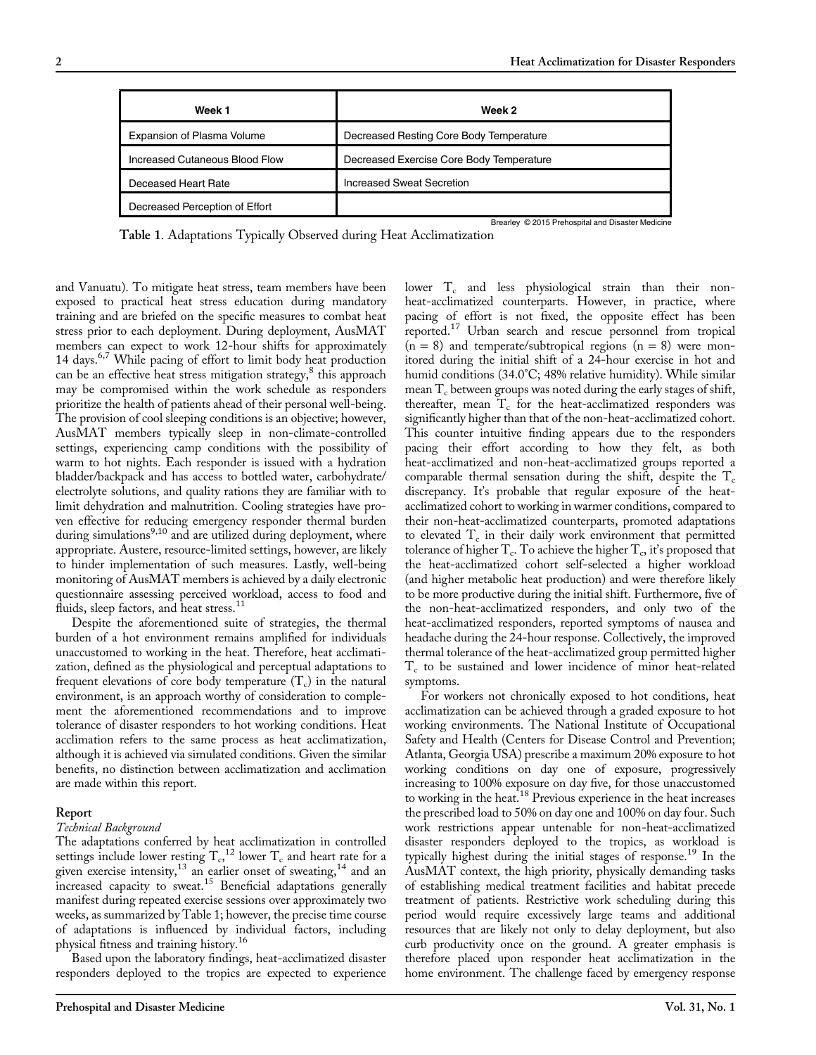| Week 1 | Week 2 |
|---|---|
| Expansion of Plasma Volume | Decreased Resting Core Body Temperature |
| Increased Cutaneous Blood Flow | Decreased Exercise Core Body Temperature |
| Deceased Heart Rate | Increased Sweat Secretion |
| Decreased Perception of Effort | |

Brearley © 2015 Prehospital and Disaster Medicine

**Table 1**. Adaptations Typically Observed during Heat Acclimatization

and Vanuatu). To mitigate heat stress, team members have been exposed to practical heat stress education during mandatory training and are briefed on the specific measures to combat heat stress prior to each deployment. During deployment, AusMAT members can expect to work 12-hour shifts for approximately 14 days.[6,7] While pacing of effort to limit body heat production can be an effective heat stress mitigation strategy,[8] this approach may be compromised within the work schedule as responders prioritize the health of patients ahead of their personal well-being. The provision of cool sleeping conditions is an objective; however, AusMAT members typically sleep in non-climate-controlled settings, experiencing camp conditions with the possibility of warm to hot nights. Each responder is issued with a hydration bladder/backpack and has access to bottled water, carbohydrate/electrolyte solutions, and quality rations they are familiar with to limit dehydration and malnutrition. Cooling strategies have proven effective for reducing emergency responder thermal burden during simulations[9,10] and are utilized during deployment, where appropriate. Austere, resource-limited settings, however, are likely to hinder implementation of such measures. Lastly, well-being monitoring of AusMAT members is achieved by a daily electronic questionnaire assessing perceived workload, access to food and fluids, sleep factors, and heat stress.[11]

Despite the aforementioned suite of strategies, the thermal burden of a hot environment remains amplified for individuals unaccustomed to working in the heat. Therefore, heat acclimatization, defined as the physiological and perceptual adaptations to frequent elevations of core body temperature ($T_c$) in the natural environment, is an approach worthy of consideration to complement the aforementioned recommendations and to improve tolerance of disaster responders to hot working conditions. Heat acclimation refers to the same process as heat acclimatization, although it is achieved via simulated conditions. Given the similar benefits, no distinction between acclimatization and acclimation are made within this report.

## Report

### *Technical Background*

The adaptations conferred by heat acclimatization in controlled settings include lower resting $T_c$,[12] lower $T_c$ and heart rate for a given exercise intensity,[13] an earlier onset of sweating,[14] and an increased capacity to sweat.[15] Beneficial adaptations generally manifest during repeated exercise sessions over approximately two weeks, as summarized by Table 1; however, the precise time course of adaptations is influenced by individual factors, including physical fitness and training history.[16]

Based upon the laboratory findings, heat-acclimatized disaster responders deployed to the tropics are expected to experience lower $T_c$ and less physiological strain than their non-heat-acclimatized counterparts. However, in practice, where pacing of effort is not fixed, the opposite effect has been reported.[17] Urban search and rescue personnel from tropical (n = 8) and temperate/subtropical regions (n = 8) were monitored during the initial shift of a 24-hour exercise in hot and humid conditions (34.0°C; 48% relative humidity). While similar mean $T_c$ between groups was noted during the early stages of shift, thereafter, mean $T_c$ for the heat-acclimatized responders was significantly higher than that of the non-heat-acclimatized cohort. This counter intuitive finding appears due to the responders pacing their effort according to how they felt, as both heat-acclimatized and non-heat-acclimatized groups reported a comparable thermal sensation during the shift, despite the $T_c$ discrepancy. It's probable that regular exposure of the heat-acclimatized cohort to working in warmer conditions, compared to their non-heat-acclimatized counterparts, promoted adaptations to elevated $T_c$ in their daily work environment that permitted tolerance of higher $T_c$. To achieve the higher $T_c$, it's proposed that the heat-acclimatized cohort self-selected a higher workload (and higher metabolic heat production) and were therefore likely to be more productive during the initial shift. Furthermore, five of the non-heat-acclimatized responders, and only two of the heat-acclimatized responders, reported symptoms of nausea and headache during the 24-hour response. Collectively, the improved thermal tolerance of the heat-acclimatized group permitted higher $T_c$ to be sustained and lower incidence of minor heat-related symptoms.

For workers not chronically exposed to hot conditions, heat acclimatization can be achieved through a graded exposure to hot working environments. The National Institute of Occupational Safety and Health (Centers for Disease Control and Prevention; Atlanta, Georgia USA) prescribe a maximum 20% exposure to hot working conditions on day one of exposure, progressively increasing to 100% exposure on day five, for those unaccustomed to working in the heat.[18] Previous experience in the heat increases the prescribed load to 50% on day one and 100% on day four. Such work restrictions appear untenable for non-heat-acclimatized disaster responders deployed to the tropics, as workload is typically highest during the initial stages of response.[19] In the AusMAT context, the high priority, physically demanding tasks of establishing medical treatment facilities and habitat precede treatment of patients. Restrictive work scheduling during this period would require excessively large teams and additional resources that are likely not only to delay deployment, but also curb productivity once on the ground. A greater emphasis is therefore placed upon responder heat acclimatization in the home environment. The challenge faced by emergency response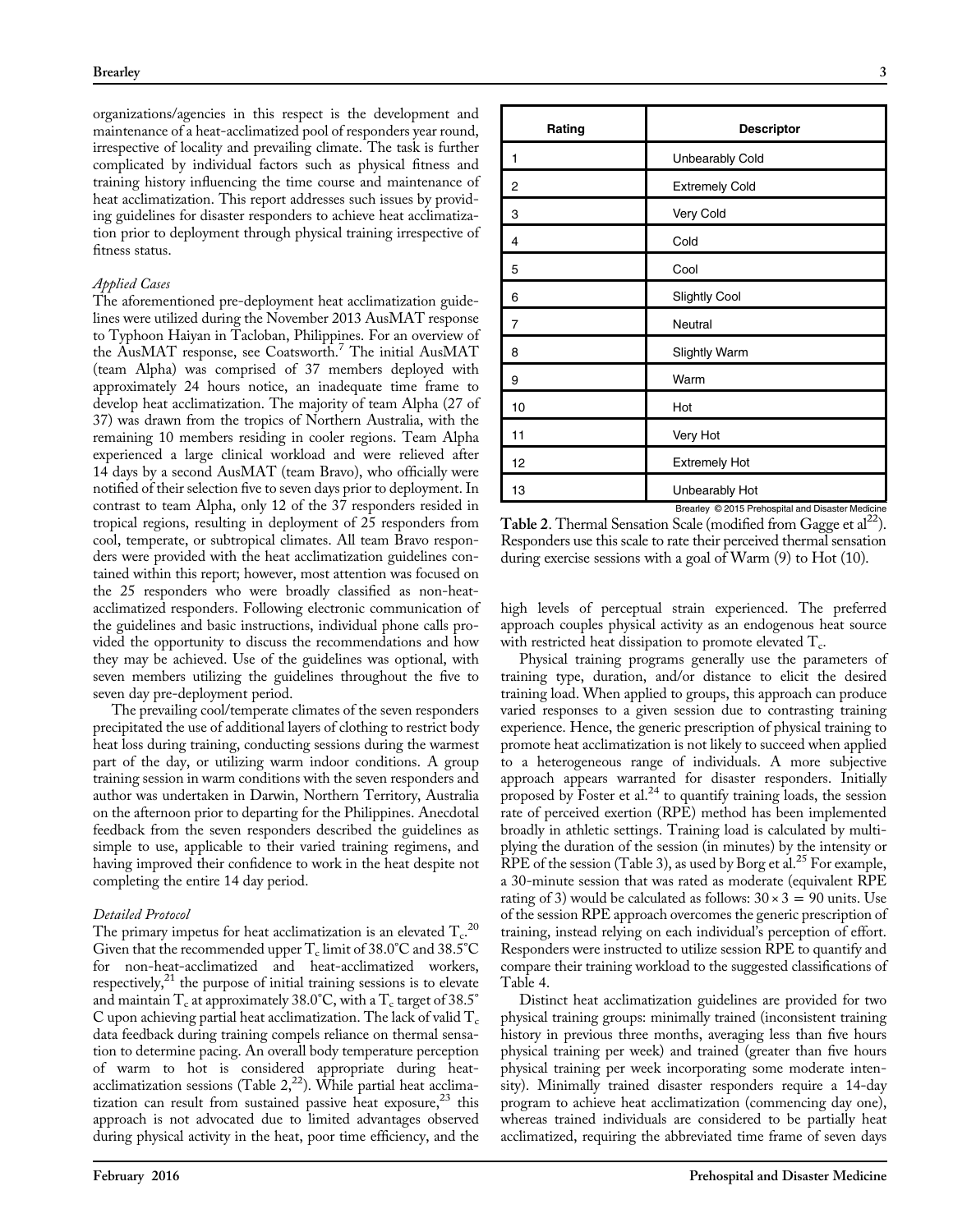organizations/agencies in this respect is the development and maintenance of a heat-acclimatized pool of responders year round, irrespective of locality and prevailing climate. The task is further complicated by individual factors such as physical fitness and training history influencing the time course and maintenance of heat acclimatization. This report addresses such issues by providing guidelines for disaster responders to achieve heat acclimatization prior to deployment through physical training irrespective of fitness status.

*Applied Cases*

The aforementioned pre-deployment heat acclimatization guidelines were utilized during the November 2013 AusMAT response to Typhoon Haiyan in Tacloban, Philippines. For an overview of the AusMAT response, see Coatsworth.[7] The initial AusMAT (team Alpha) was comprised of 37 members deployed with approximately 24 hours notice, an inadequate time frame to develop heat acclimatization. The majority of team Alpha (27 of 37) was drawn from the tropics of Northern Australia, with the remaining 10 members residing in cooler regions. Team Alpha experienced a large clinical workload and were relieved after 14 days by a second AusMAT (team Bravo), who officially were notified of their selection five to seven days prior to deployment. In contrast to team Alpha, only 12 of the 37 responders resided in tropical regions, resulting in deployment of 25 responders from cool, temperate, or subtropical climates. All team Bravo responders were provided with the heat acclimatization guidelines contained within this report; however, most attention was focused on the 25 responders who were broadly classified as non-heat-acclimatized responders. Following electronic communication of the guidelines and basic instructions, individual phone calls provided the opportunity to discuss the recommendations and how they may be achieved. Use of the guidelines was optional, with seven members utilizing the guidelines throughout the five to seven day pre-deployment period.

The prevailing cool/temperate climates of the seven responders precipitated the use of additional layers of clothing to restrict body heat loss during training, conducting sessions during the warmest part of the day, or utilizing warm indoor conditions. A group training session in warm conditions with the seven responders and author was undertaken in Darwin, Northern Territory, Australia on the afternoon prior to departing for the Philippines. Anecdotal feedback from the seven responders described the guidelines as simple to use, applicable to their varied training regimens, and having improved their confidence to work in the heat despite not completing the entire 14 day period.

*Detailed Protocol*

The primary impetus for heat acclimatization is an elevated $T_c$.[20] Given that the recommended upper $T_c$ limit of 38.0°C and 38.5°C for non-heat-acclimatized and heat-acclimatized workers, respectively,[21] the purpose of initial training sessions is to elevate and maintain $T_c$ at approximately 38.0°C, with a $T_c$ target of 38.5°C upon achieving partial heat acclimatization. The lack of valid $T_c$ data feedback during training compels reliance on thermal sensation to determine pacing. An overall body temperature perception of warm to hot is considered appropriate during heat-acclimatization sessions (Table 2,[22]). While partial heat acclimatization can result from sustained passive heat exposure,[23] this approach is not advocated due to limited advantages observed during physical activity in the heat, poor time efficiency, and the high levels of perceptual strain experienced. The preferred approach couples physical activity as an endogenous heat source with restricted heat dissipation to promote elevated $T_c$.

Physical training programs generally use the parameters of training type, duration, and/or distance to elicit the desired training load. When applied to groups, this approach can produce varied responses to a given session due to contrasting training experience. Hence, the generic prescription of physical training to promote heat acclimatization is not likely to succeed when applied to a heterogeneous range of individuals. A more subjective approach appears warranted for disaster responders. Initially proposed by Foster et al.[24] to quantify training loads, the session rate of perceived exertion (RPE) method has been implemented broadly in athletic settings. Training load is calculated by multiplying the duration of the session (in minutes) by the intensity or RPE of the session (Table 3), as used by Borg et al.[25] For example, a 30-minute session that was rated as moderate (equivalent RPE rating of 3) would be calculated as follows: $30 \times 3 = 90$ units. Use of the session RPE approach overcomes the generic prescription of training, instead relying on each individual's perception of effort. Responders were instructed to utilize session RPE to quantify and compare their training workload to the suggested classifications of Table 4.

Distinct heat acclimatization guidelines are provided for two physical training groups: minimally trained (inconsistent training history in previous three months, averaging less than five hours physical training per week) and trained (greater than five hours physical training per week incorporating some moderate intensity). Minimally trained disaster responders require a 14-day program to achieve heat acclimatization (commencing day one), whereas trained individuals are considered to be partially heat acclimatized, requiring the abbreviated time frame of seven days

| Rating | Descriptor |
|---|---|
| 1 | Unbearably Cold |
| 2 | Extremely Cold |
| 3 | Very Cold |
| 4 | Cold |
| 5 | Cool |
| 6 | Slightly Cool |
| 7 | Neutral |
| 8 | Slightly Warm |
| 9 | Warm |
| 10 | Hot |
| 11 | Very Hot |
| 12 | Extremely Hot |
| 13 | Unbearably Hot |

Brearley © 2015 Prehospital and Disaster Medicine

**Table 2.** Thermal Sensation Scale (modified from Gagge et al[22]). Responders use this scale to rate their perceived thermal sensation during exercise sessions with a goal of Warm (9) to Hot (10).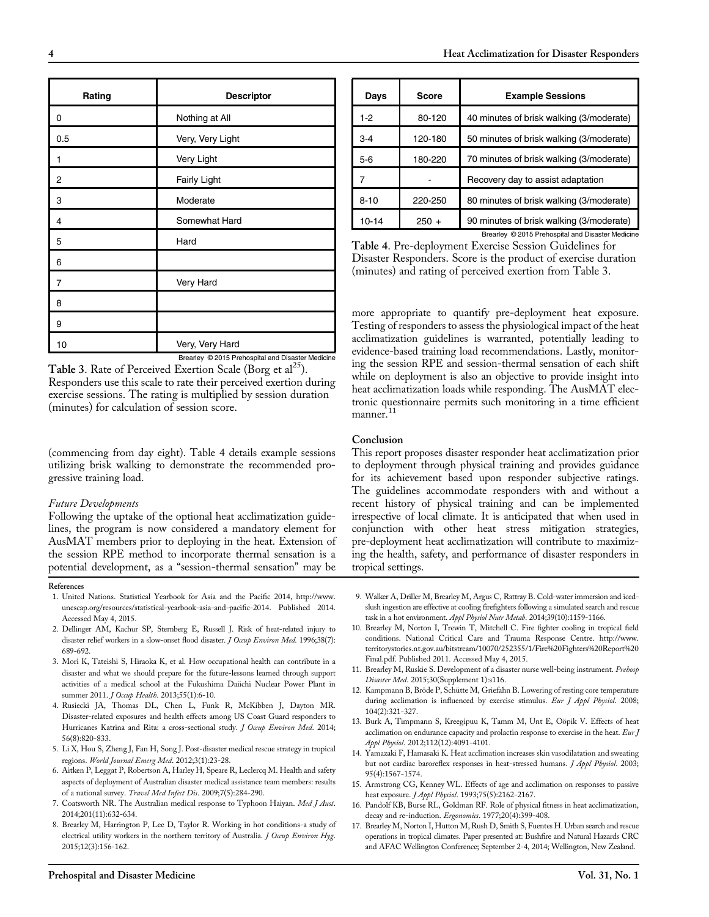| Rating | Descriptor |
| --- | --- |
| 0 | Nothing at All |
| 0.5 | Very, Very Light |
| 1 | Very Light |
| 2 | Fairly Light |
| 3 | Moderate |
| 4 | Somewhat Hard |
| 5 | Hard |
| 6 | |
| 7 | Very Hard |
| 8 | |
| 9 | |
| 10 | Very, Very Hard |

Brearley © 2015 Prehospital and Disaster Medicine

**Table 3**. Rate of Perceived Exertion Scale (Borg et al[25]). Responders use this scale to rate their perceived exertion during exercise sessions. The rating is multiplied by session duration (minutes) for calculation of session score.

(commencing from day eight). Table 4 details example sessions utilizing brisk walking to demonstrate the recommended progressive training load.

*Future Developments*

Following the uptake of the optional heat acclimatization guidelines, the program is now considered a mandatory element for AusMAT members prior to deploying in the heat. Extension of the session RPE method to incorporate thermal sensation is a potential development, as a "session-thermal sensation" may be more appropriate to quantify pre-deployment heat exposure. Testing of responders to assess the physiological impact of the heat acclimatization guidelines is warranted, potentially leading to evidence-based training load recommendations. Lastly, monitoring the session RPE and session-thermal sensation of each shift while on deployment is also an objective to provide insight into heat acclimatization loads while responding. The AusMAT electronic questionnaire permits such monitoring in a time efficient manner.[11]

| Days | Score | Example Sessions |
| --- | --- | --- |
| 1-2 | 80-120 | 40 minutes of brisk walking (3/moderate) |
| 3-4 | 120-180 | 50 minutes of brisk walking (3/moderate) |
| 5-6 | 180-220 | 70 minutes of brisk walking (3/moderate) |
| 7 | - | Recovery day to assist adaptation |
| 8-10 | 220-250 | 80 minutes of brisk walking (3/moderate) |
| 10-14 | 250 + | 90 minutes of brisk walking (3/moderate) |

Brearley © 2015 Prehospital and Disaster Medicine

**Table 4**. Pre-deployment Exercise Session Guidelines for Disaster Responders. Score is the product of exercise duration (minutes) and rating of perceived exertion from Table 3.

## Conclusion

This report proposes disaster responder heat acclimatization prior to deployment through physical training and provides guidance for its achievement based upon responder subjective ratings. The guidelines accommodate responders with and without a recent history of physical training and can be implemented irrespective of local climate. It is anticipated that when used in conjunction with other heat stress mitigation strategies, pre-deployment heat acclimatization will contribute to maximizing the health, safety, and performance of disaster responders in tropical settings.

## References

1. United Nations. Statistical Yearbook for Asia and the Pacific 2014, http://www.unescap.org/resources/statistical-yearbook-asia-and-pacific-2014. Published 2014. Accessed May 4, 2015.
2. Dellinger AM, Kachur SP, Sternberg E, Russell J. Risk of heat-related injury to disaster relief workers in a slow-onset flood disaster. *J Occup Environ Med*. 1996;38(7):689-692.
3. Mori K, Tateishi S, Hiraoka K, et al. How occupational health can contribute in a disaster and what we should prepare for the future-lessons learned through support activities of a medical school at the Fukushima Daiichi Nuclear Power Plant in summer 2011. *J Occup Health*. 2013;55(1):6-10.
4. Rusiecki JA, Thomas DL, Chen L, Funk R, McKibben J, Dayton MR. Disaster-related exposures and health effects among US Coast Guard responders to Hurricanes Katrina and Rita: a cross-sectional study. *J Occup Environ Med*. 2014;56(8):820-833.
5. Li X, Hou S, Zheng J, Fan H, Song J. Post-disaster medical rescue strategy in tropical regions. *World Journal Emerg Med*. 2012;3(1):23-28.
6. Aitken P, Leggat P, Robertson A, Harley H, Speare R, Leclercq M. Health and safety aspects of deployment of Australian disaster medical assistance team members: results of a national survey. *Travel Med Infect Dis*. 2009;7(5):284-290.
7. Coatsworth NR. The Australian medical response to Typhoon Haiyan. *Med J Aust*. 2014;201(11):632-634.
8. Brearley M, Harrington P, Lee D, Taylor R. Working in hot conditions-a study of electrical utility workers in the northern territory of Australia. *J Occup Environ Hyg*. 2015;12(3):156-162.
9. Walker A, Driller M, Brearley M, Argus C, Rattray B. Cold-water immersion and iced-slush ingestion are effective at cooling firefighters following a simulated search and rescue task in a hot environment. *Appl Physiol Nutr Metab*. 2014;39(10):1159-1166.
10. Brearley M, Norton I, Trewin T, Mitchell C. Fire fighter cooling in tropical field conditions. National Critical Care and Trauma Response Centre. http://www.territorystories.nt.gov.au/bitstream/10070/252355/1/Fire%20Fighters%20Report%20Final.pdf. Published 2011. Accessed May 4, 2015.
11. Brearley M, Ruskie S. Development of a disaster nurse well-being instrument. *Prehosp Disaster Med*. 2015;30(Supplement 1):s116.
12. Kampmann B, Bröde P, Schütte M, Griefahn B. Lowering of resting core temperature during acclimation is influenced by exercise stimulus. *Eur J Appl Physiol*. 2008;104(2):321-327.
13. Burk A, Timpmann S, Kreegipuu K, Tamm M, Unt E, Oöpik V. Effects of heat acclimation on endurance capacity and prolactin response to exercise in the heat. *Eur J Appl Physiol*. 2012;112(12):4091-4101.
14. Yamazaki F, Hamasaki K. Heat acclimation increases skin vasodilatation and sweating but not cardiac baroreflex responses in heat-stressed humans. *J Appl Physiol*. 2003;95(4):1567-1574.
15. Armstrong CG, Kenney WL. Effects of age and acclimation on responses to passive heat exposure. *J Appl Physiol*. 1993;75(5):2162-2167.
16. Pandolf KB, Burse RL, Goldman RF. Role of physical fitness in heat acclimatization, decay and re-induction. *Ergonomics*. 1977;20(4):399-408.
17. Brearley M, Norton I, Hutton M, Rush D, Smith S, Fuentes H. Urban search and rescue operations in tropical climates. Paper presented at: Bushfire and Natural Hazards CRC and AFAC Wellington Conference; September 2-4, 2014; Wellington, New Zealand.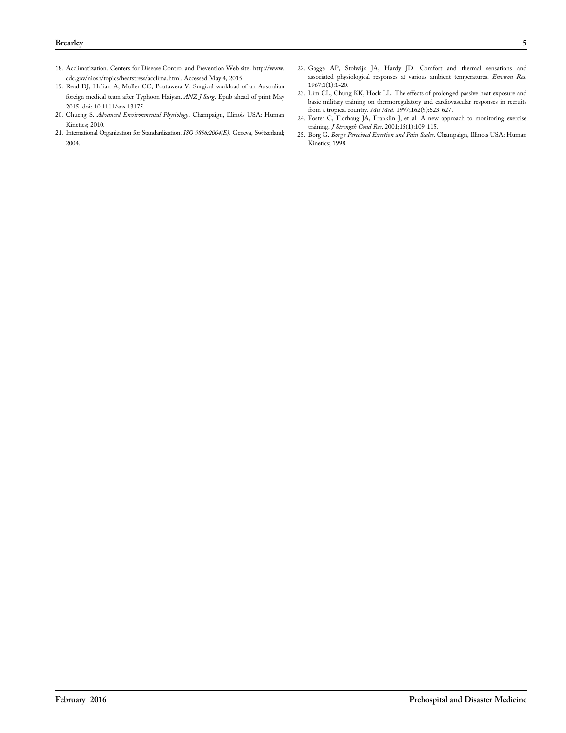18. Acclimatization. Centers for Disease Control and Prevention Web site. http://www.cdc.gov/niosh/topics/heatstress/acclima.html. Accessed May 4, 2015.
19. Read DJ, Holian A, Moller CC, Poutawera V. Surgical workload of an Australian foreign medical team after Typhoon Haiyan. *ANZ J Surg*. Epub ahead of print May 2015. doi: 10.1111/ans.13175.
20. Chueng S. *Advanced Environmental Physiology*. Champaign, Illinois USA: Human Kinetics; 2010.
21. International Organization for Standardization. *ISO 9886:2004(E)*. Geneva, Switzerland; 2004.
22. Gagge AP, Stolwijk JA, Hardy JD. Comfort and thermal sensations and associated physiological responses at various ambient temperatures. *Environ Res*. 1967;1(1):1-20.
23. Lim CL, Chung KK, Hock LL. The effects of prolonged passive heat exposure and basic military training on thermoregulatory and cardiovascular responses in recruits from a tropical country. *Mil Med*. 1997;162(9):623-627.
24. Foster C, Florhaug JA, Franklin J, et al. A new approach to monitoring exercise training. *J Strength Cond Res*. 2001;15(1):109-115.
25. Borg G. *Borg's Perceived Exertion and Pain Scales*. Champaign, Illinois USA: Human Kinetics; 1998.